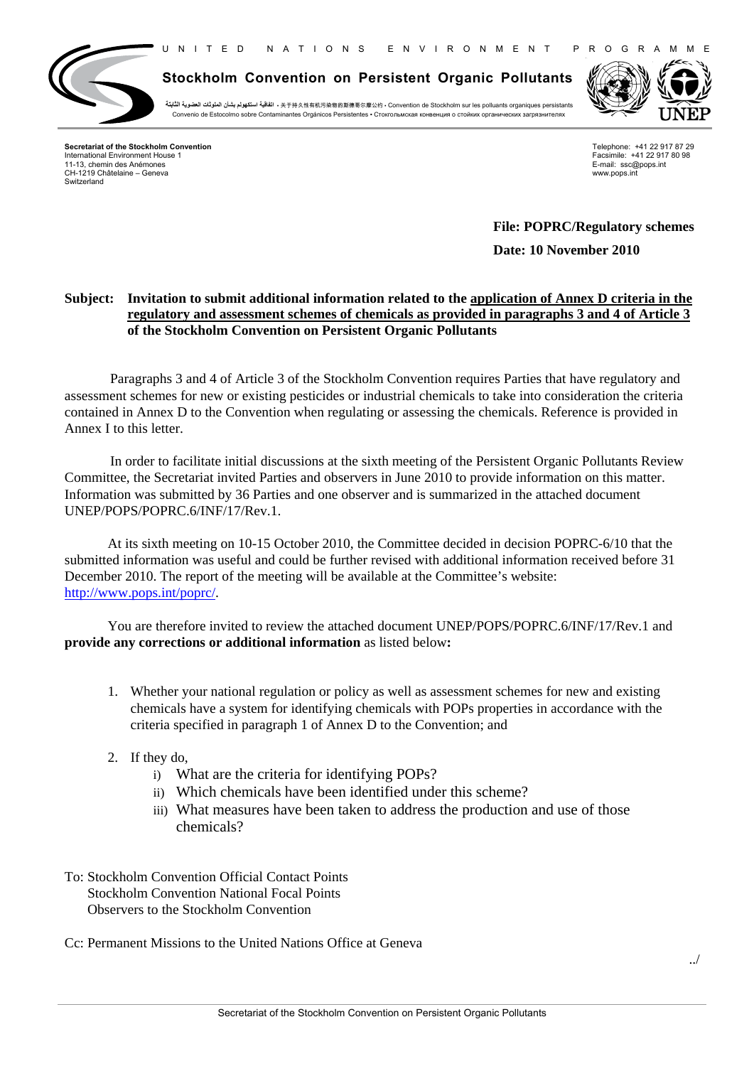UNITED NATIONS ENVIRONMENT PROGRAMME

**Stockholm Convention on Persistent Organic Pollutants**

اتفاقية استكهولم بشأن الملوثات العضوية الثابتة • 关于持久性有机污染物的斯德哥尔摩公约 • Convention de Stockholm sur les polluants organiques persistants
Convenio de Estocolmo sobre Contaminantes Orgánicos Persistentes • Стокгольмская конвенция о стойких органических загрязнителях

UNEP

**Secretariat of the Stockholm Convention**
International Environment House 1
11-13, chemin des Anémones
CH-1219 Châtelaine – Geneva
Switzerland

Telephone: +41 22 917 87 29
Facsimile: +41 22 917 80 98
E-mail: ssc@pops.int
www.pops.int

**File: POPRC/Regulatory schemes**

**Date: 10 November 2010**

**Subject: Invitation to submit additional information related to the application of Annex D criteria in the regulatory and assessment schemes of chemicals as provided in paragraphs 3 and 4 of Article 3 of the Stockholm Convention on Persistent Organic Pollutants**

Paragraphs 3 and 4 of Article 3 of the Stockholm Convention requires Parties that have regulatory and assessment schemes for new or existing pesticides or industrial chemicals to take into consideration the criteria contained in Annex D to the Convention when regulating or assessing the chemicals. Reference is provided in Annex I to this letter.

In order to facilitate initial discussions at the sixth meeting of the Persistent Organic Pollutants Review Committee, the Secretariat invited Parties and observers in June 2010 to provide information on this matter. Information was submitted by 36 Parties and one observer and is summarized in the attached document UNEP/POPS/POPRC.6/INF/17/Rev.1.

At its sixth meeting on 10-15 October 2010, the Committee decided in decision POPRC-6/10 that the submitted information was useful and could be further revised with additional information received before 31 December 2010. The report of the meeting will be available at the Committee's website: http://www.pops.int/poprc/.

You are therefore invited to review the attached document UNEP/POPS/POPRC.6/INF/17/Rev.1 and **provide any corrections or additional information** as listed below**:**

1. Whether your national regulation or policy as well as assessment schemes for new and existing chemicals have a system for identifying chemicals with POPs properties in accordance with the criteria specified in paragraph 1 of Annex D to the Convention; and

2. If they do,
   i) What are the criteria for identifying POPs?
   ii) Which chemicals have been identified under this scheme?
   iii) What measures have been taken to address the production and use of those chemicals?

To: Stockholm Convention Official Contact Points
Stockholm Convention National Focal Points
Observers to the Stockholm Convention

Cc: Permanent Missions to the United Nations Office at Geneva

../

Secretariat of the Stockholm Convention on Persistent Organic Pollutants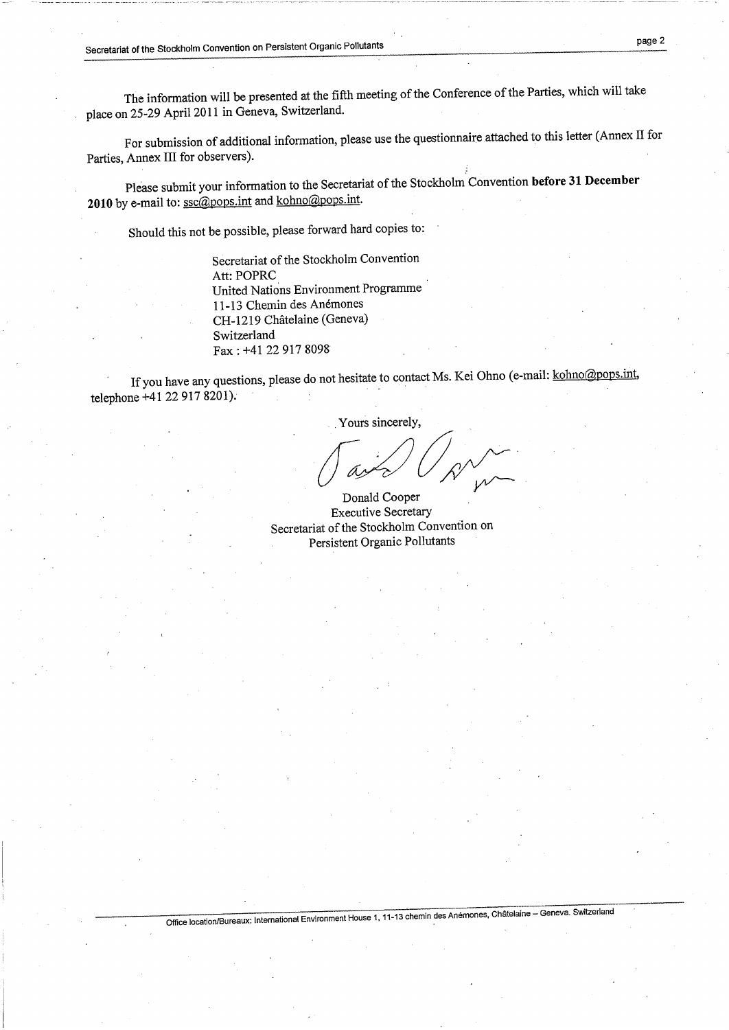The information will be presented at the fifth meeting of the Conference of the Parties, which will take place on 25-29 April 2011 in Geneva, Switzerland.

For submission of additional information, please use the questionnaire attached to this letter (Annex II for Parties, Annex III for observers).

Please submit your information to the Secretariat of the Stockholm Convention **before 31 December 2010** by e-mail to: ssc@pops.int and kohno@pops.int.

Should this not be possible, please forward hard copies to:

Secretariat of the Stockholm Convention
Att: POPRC
United Nations Environment Programme
11-13 Chemin des Anémones
CH-1219 Châtelaine (Geneva)
Switzerland
Fax : +41 22 917 8098

If you have any questions, please do not hesitate to contact Ms. Kei Ohno (e-mail: kohno@pops.int, telephone +41 22 917 8201).

Yours sincerely,

Donald Cooper
Executive Secretary
Secretariat of the Stockholm Convention on Persistent Organic Pollutants

Office location/Bureaux: International Environment House 1, 11-13 chemin des Anémones, Châtelaine – Geneva. Switzerland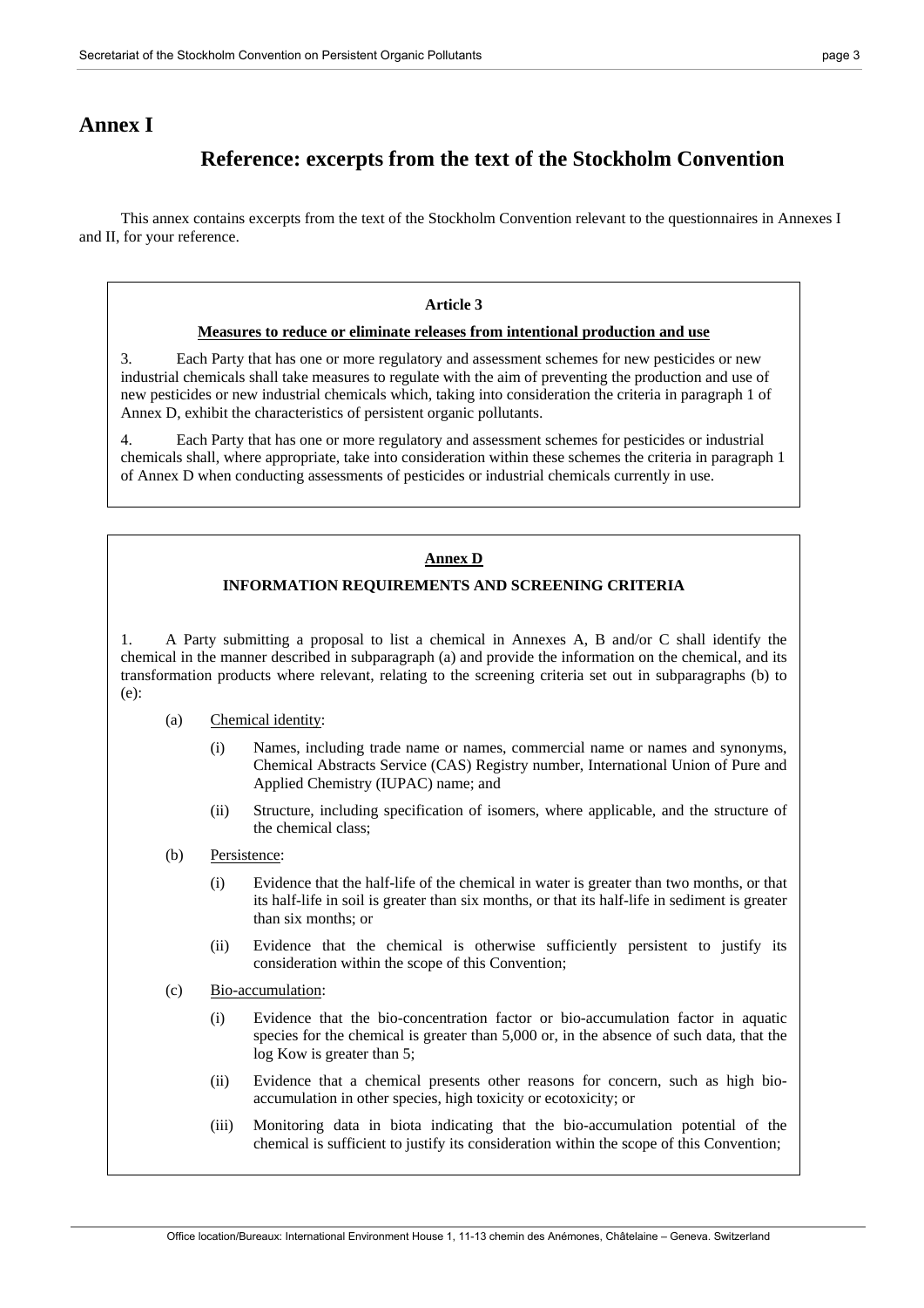# Annex I

## Reference: excerpts from the text of the Stockholm Convention

This annex contains excerpts from the text of the Stockholm Convention relevant to the questionnaires in Annexes I and II, for your reference.

**Article 3**

**Measures to reduce or eliminate releases from intentional production and use**

3. Each Party that has one or more regulatory and assessment schemes for new pesticides or new industrial chemicals shall take measures to regulate with the aim of preventing the production and use of new pesticides or new industrial chemicals which, taking into consideration the criteria in paragraph 1 of Annex D, exhibit the characteristics of persistent organic pollutants.

4. Each Party that has one or more regulatory and assessment schemes for pesticides or industrial chemicals shall, where appropriate, take into consideration within these schemes the criteria in paragraph 1 of Annex D when conducting assessments of pesticides or industrial chemicals currently in use.

**Annex D**

**INFORMATION REQUIREMENTS AND SCREENING CRITERIA**

1. A Party submitting a proposal to list a chemical in Annexes A, B and/or C shall identify the chemical in the manner described in subparagraph (a) and provide the information on the chemical, and its transformation products where relevant, relating to the screening criteria set out in subparagraphs (b) to (e):

(a) Chemical identity:

- (i) Names, including trade name or names, commercial name or names and synonyms, Chemical Abstracts Service (CAS) Registry number, International Union of Pure and Applied Chemistry (IUPAC) name; and
- (ii) Structure, including specification of isomers, where applicable, and the structure of the chemical class;

(b) Persistence:

- (i) Evidence that the half-life of the chemical in water is greater than two months, or that its half-life in soil is greater than six months, or that its half-life in sediment is greater than six months; or
- (ii) Evidence that the chemical is otherwise sufficiently persistent to justify its consideration within the scope of this Convention;

(c) Bio-accumulation:

- (i) Evidence that the bio-concentration factor or bio-accumulation factor in aquatic species for the chemical is greater than 5,000 or, in the absence of such data, that the log Kow is greater than 5;
- (ii) Evidence that a chemical presents other reasons for concern, such as high bio-accumulation in other species, high toxicity or ecotoxicity; or
- (iii) Monitoring data in biota indicating that the bio-accumulation potential of the chemical is sufficient to justify its consideration within the scope of this Convention;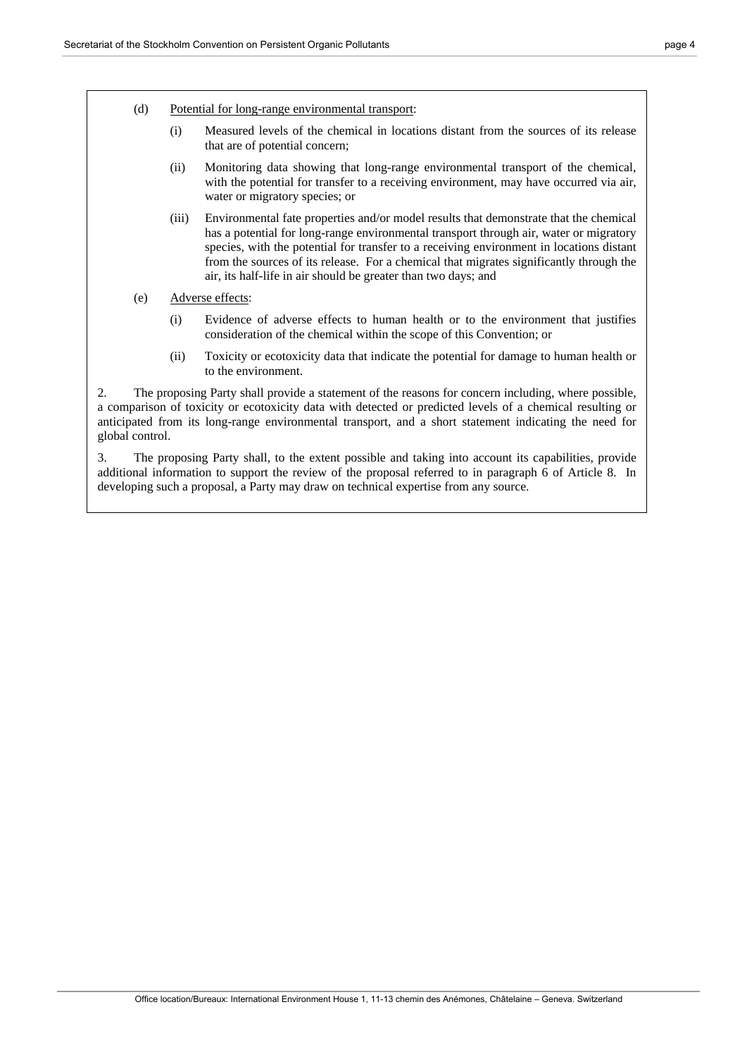(d) Potential for long-range environmental transport:

(i) Measured levels of the chemical in locations distant from the sources of its release that are of potential concern;

(ii) Monitoring data showing that long-range environmental transport of the chemical, with the potential for transfer to a receiving environment, may have occurred via air, water or migratory species; or

(iii) Environmental fate properties and/or model results that demonstrate that the chemical has a potential for long-range environmental transport through air, water or migratory species, with the potential for transfer to a receiving environment in locations distant from the sources of its release. For a chemical that migrates significantly through the air, its half-life in air should be greater than two days; and

(e) Adverse effects:

(i) Evidence of adverse effects to human health or to the environment that justifies consideration of the chemical within the scope of this Convention; or

(ii) Toxicity or ecotoxicity data that indicate the potential for damage to human health or to the environment.

2. The proposing Party shall provide a statement of the reasons for concern including, where possible, a comparison of toxicity or ecotoxicity data with detected or predicted levels of a chemical resulting or anticipated from its long-range environmental transport, and a short statement indicating the need for global control.

3. The proposing Party shall, to the extent possible and taking into account its capabilities, provide additional information to support the review of the proposal referred to in paragraph 6 of Article 8. In developing such a proposal, a Party may draw on technical expertise from any source.